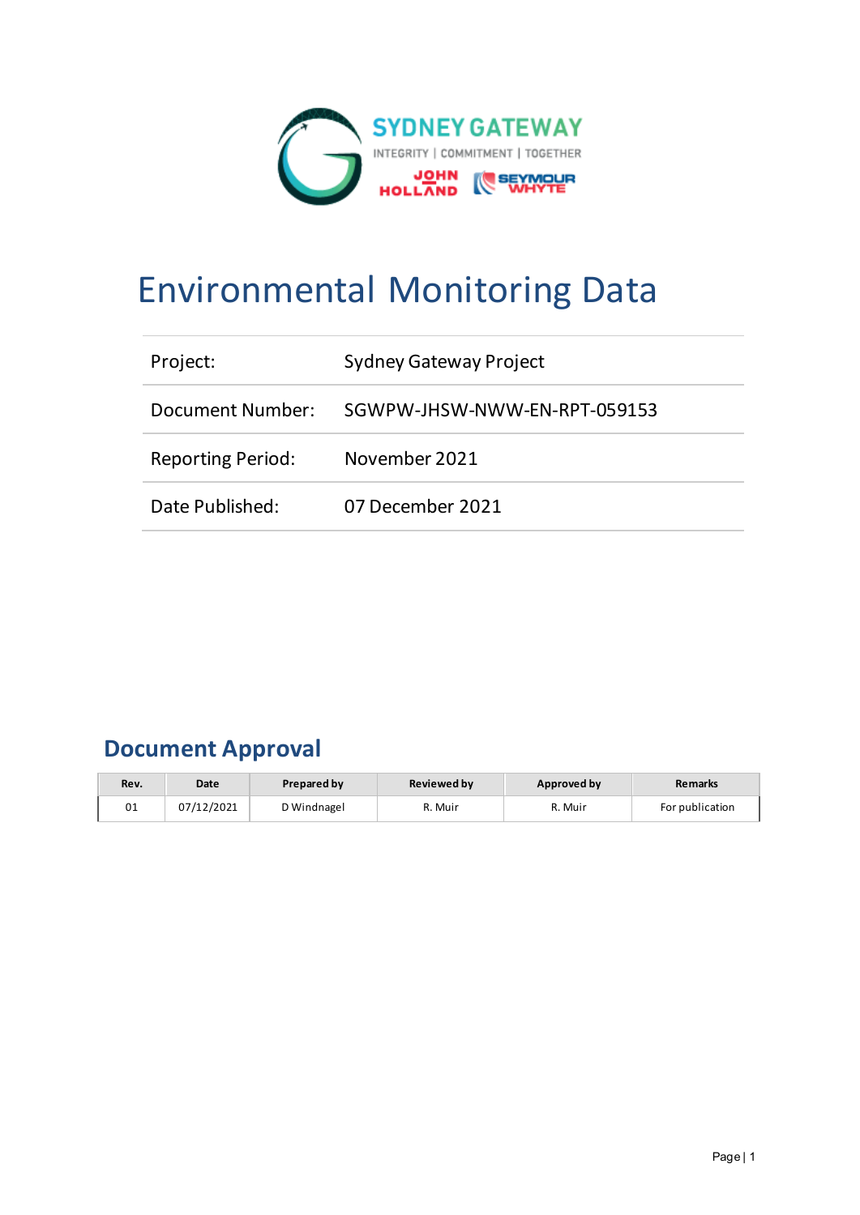# Environmental Monitoring Data

| | |
|---|---|
| Project: | Sydney Gateway Project |
| Document Number: | SGWPW-JHSW-NWW-EN-RPT-059153 |
| Reporting Period: | November 2021 |
| Date Published: | 07 December 2021 |

## Document Approval

| Rev. | Date | Prepared by | Reviewed by | Approved by | Remarks |
|---|---|---|---|---|---|
| 01 | 07/12/2021 | D Windnagel | R. Muir | R. Muir | For publication |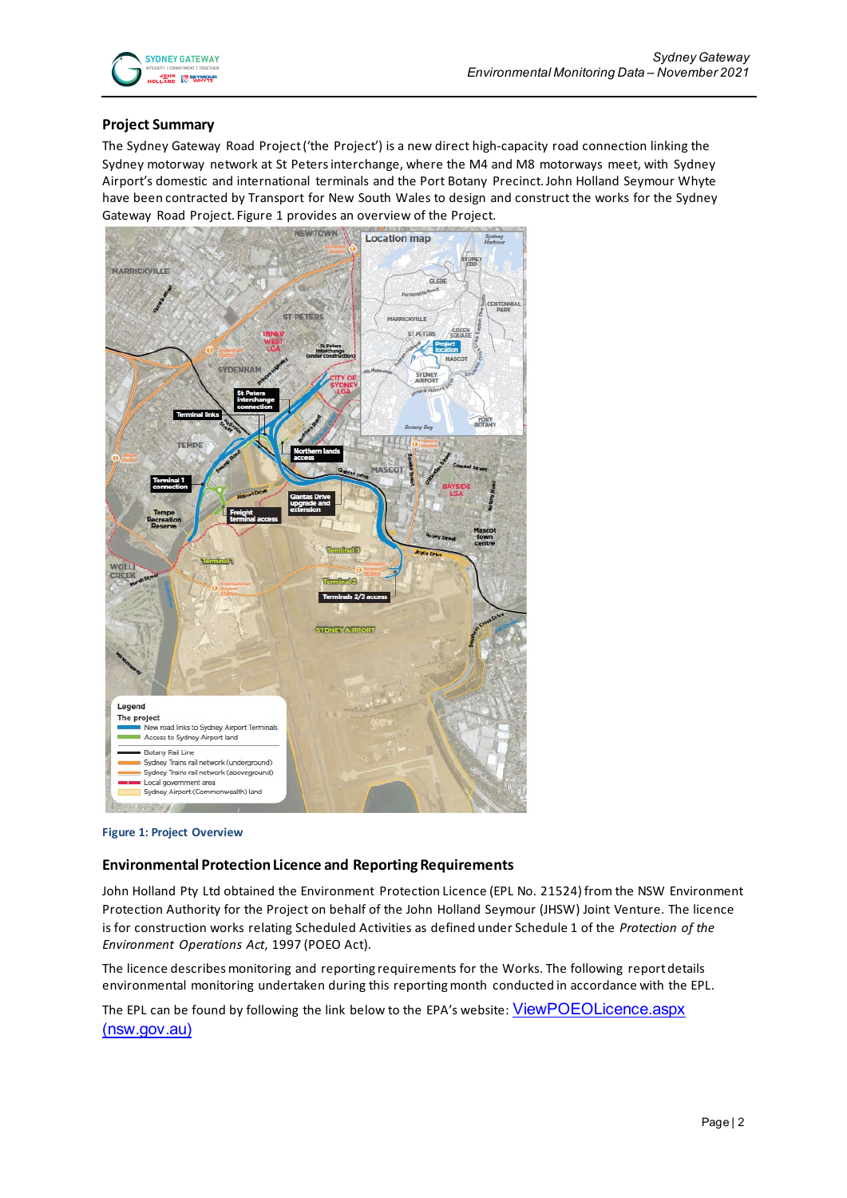## Project Summary

The Sydney Gateway Road Project ('the Project') is a new direct high-capacity road connection linking the Sydney motorway network at St Peters interchange, where the M4 and M8 motorways meet, with Sydney Airport's domestic and international terminals and the Port Botany Precinct. John Holland Seymour Whyte have been contracted by Transport for New South Wales to design and construct the works for the Sydney Gateway Road Project. Figure 1 provides an overview of the Project.

Figure 1: Project Overview

## Environmental Protection Licence and Reporting Requirements

John Holland Pty Ltd obtained the Environment Protection Licence (EPL No. 21524) from the NSW Environment Protection Authority for the Project on behalf of the John Holland Seymour (JHSW) Joint Venture. The licence is for construction works relating Scheduled Activities as defined under Schedule 1 of the *Protection of the Environment Operations Act*, 1997 (POEO Act).

The licence describes monitoring and reporting requirements for the Works. The following report details environmental monitoring undertaken during this reporting month conducted in accordance with the EPL.

The EPL can be found by following the link below to the EPA's website: ViewPOEOLicence.aspx (nsw.gov.au)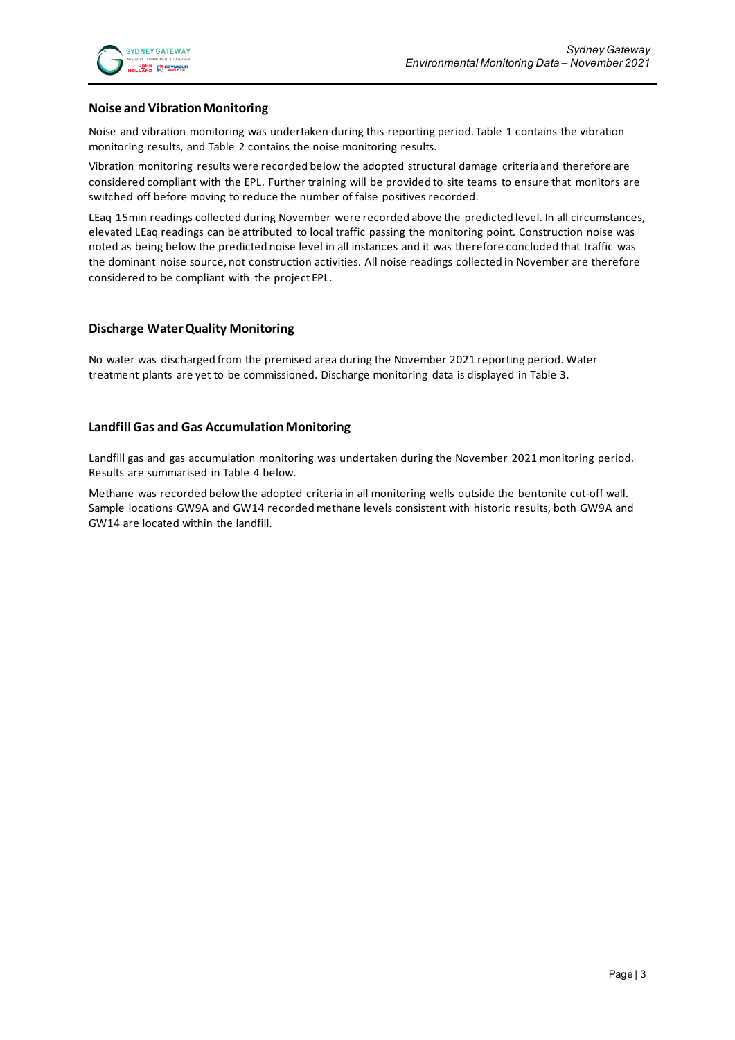## Noise and Vibration Monitoring

Noise and vibration monitoring was undertaken during this reporting period. Table 1 contains the vibration monitoring results, and Table 2 contains the noise monitoring results.

Vibration monitoring results were recorded below the adopted structural damage criteria and therefore are considered compliant with the EPL. Further training will be provided to site teams to ensure that monitors are switched off before moving to reduce the number of false positives recorded.

LEaq 15min readings collected during November were recorded above the predicted level. In all circumstances, elevated LEaq readings can be attributed to local traffic passing the monitoring point. Construction noise was noted as being below the predicted noise level in all instances and it was therefore concluded that traffic was the dominant noise source, not construction activities. All noise readings collected in November are therefore considered to be compliant with the project EPL.

## Discharge Water Quality Monitoring

No water was discharged from the premised area during the November 2021 reporting period. Water treatment plants are yet to be commissioned. Discharge monitoring data is displayed in Table 3.

## Landfill Gas and Gas Accumulation Monitoring

Landfill gas and gas accumulation monitoring was undertaken during the November 2021 monitoring period. Results are summarised in Table 4 below.

Methane was recorded below the adopted criteria in all monitoring wells outside the bentonite cut-off wall. Sample locations GW9A and GW14 recorded methane levels consistent with historic results, both GW9A and GW14 are located within the landfill.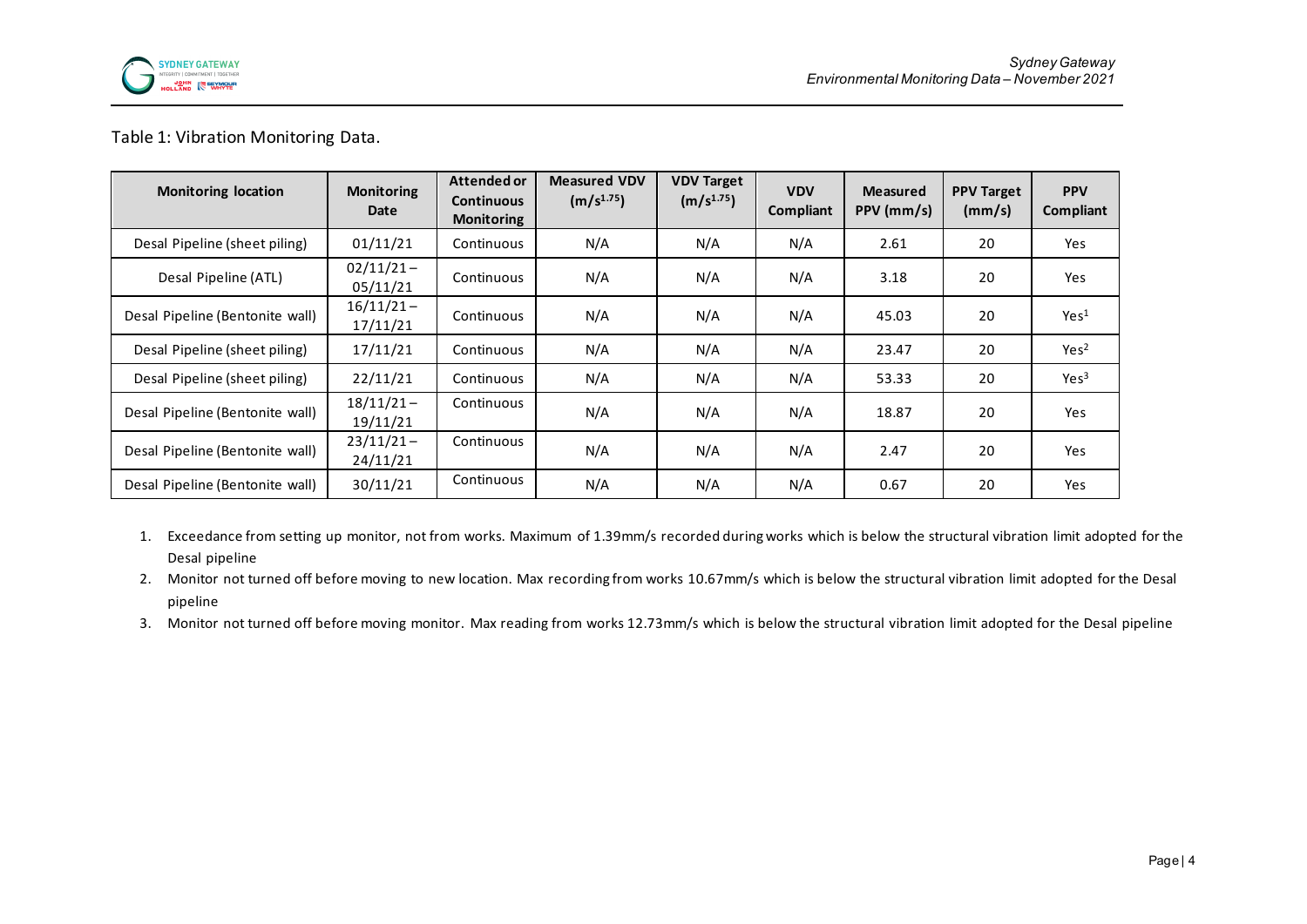Table 1: Vibration Monitoring Data.

| Monitoring location | Monitoring Date | Attended or Continuous Monitoring | Measured VDV ($m/s^{1.75}$) | VDV Target ($m/s^{1.75}$) | VDV Compliant | Measured PPV (mm/s) | PPV Target (mm/s) | PPV Compliant |
|---|---|---|---|---|---|---|---|---|
| Desal Pipeline (sheet piling) | 01/11/21 | Continuous | N/A | N/A | N/A | 2.61 | 20 | Yes |
| Desal Pipeline (ATL) | 02/11/21 – 05/11/21 | Continuous | N/A | N/A | N/A | 3.18 | 20 | Yes |
| Desal Pipeline (Bentonite wall) | 16/11/21 – 17/11/21 | Continuous | N/A | N/A | N/A | 45.03 | 20 | Yes[1] |
| Desal Pipeline (sheet piling) | 17/11/21 | Continuous | N/A | N/A | N/A | 23.47 | 20 | Yes[2] |
| Desal Pipeline (sheet piling) | 22/11/21 | Continuous | N/A | N/A | N/A | 53.33 | 20 | Yes[3] |
| Desal Pipeline (Bentonite wall) | 18/11/21 – 19/11/21 | Continuous | N/A | N/A | N/A | 18.87 | 20 | Yes |
| Desal Pipeline (Bentonite wall) | 23/11/21 – 24/11/21 | Continuous | N/A | N/A | N/A | 2.47 | 20 | Yes |
| Desal Pipeline (Bentonite wall) | 30/11/21 | Continuous | N/A | N/A | N/A | 0.67 | 20 | Yes |

1. Exceedance from setting up monitor, not from works. Maximum of 1.39mm/s recorded during works which is below the structural vibration limit adopted for the Desal pipeline
2. Monitor not turned off before moving to new location. Max recording from works 10.67mm/s which is below the structural vibration limit adopted for the Desal pipeline
3. Monitor not turned off before moving monitor. Max reading from works 12.73mm/s which is below the structural vibration limit adopted for the Desal pipeline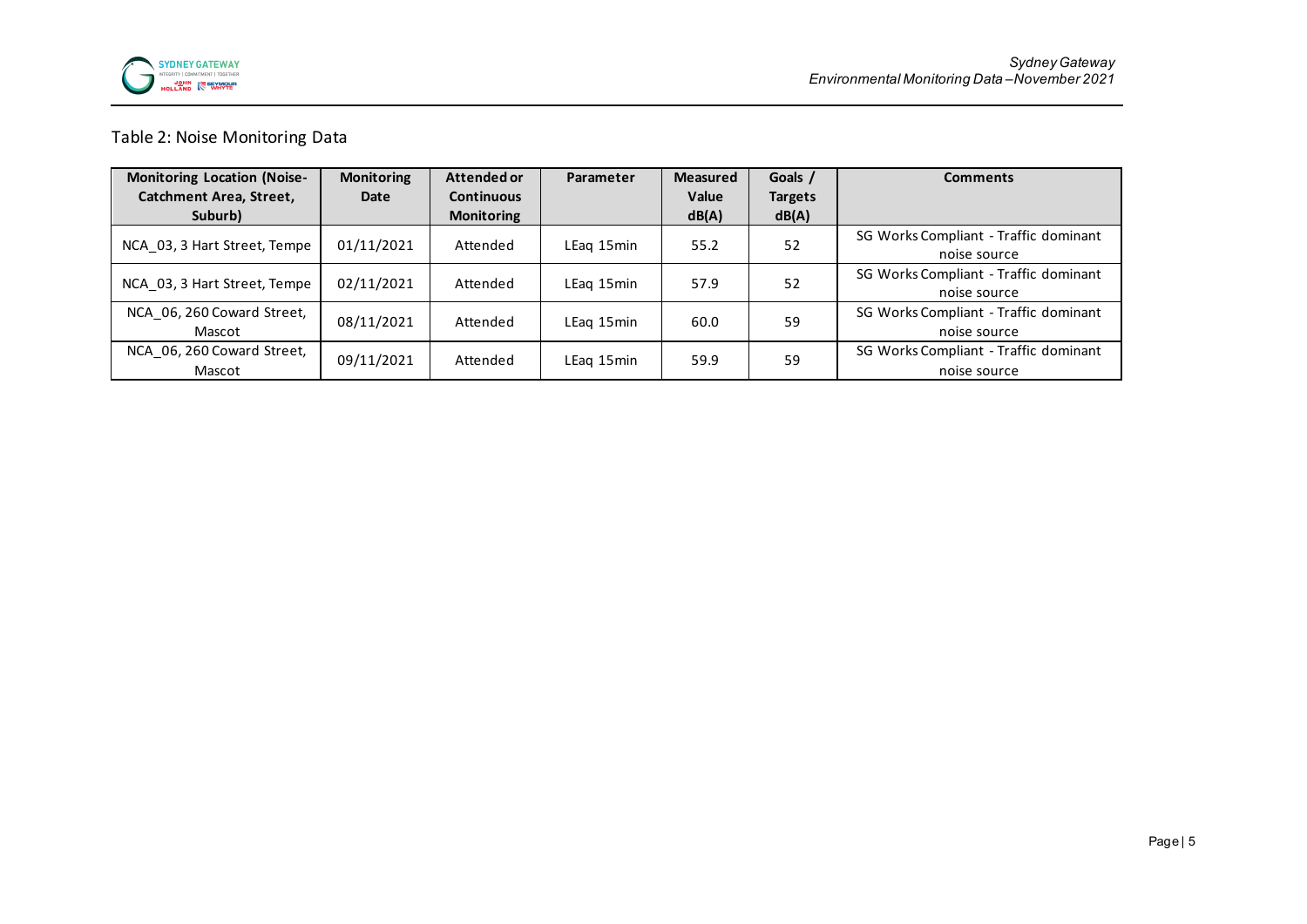Table 2: Noise Monitoring Data

| Monitoring Location (Noise-Catchment Area, Street, Suburb) | Monitoring Date | Attended or Continuous Monitoring | Parameter | Measured Value dB(A) | Goals / Targets dB(A) | Comments |
|---|---|---|---|---|---|---|
| NCA_03, 3 Hart Street, Tempe | 01/11/2021 | Attended | LEaq 15min | 55.2 | 52 | SG Works Compliant - Traffic dominant noise source |
| NCA_03, 3 Hart Street, Tempe | 02/11/2021 | Attended | LEaq 15min | 57.9 | 52 | SG Works Compliant - Traffic dominant noise source |
| NCA_06, 260 Coward Street, Mascot | 08/11/2021 | Attended | LEaq 15min | 60.0 | 59 | SG Works Compliant - Traffic dominant noise source |
| NCA_06, 260 Coward Street, Mascot | 09/11/2021 | Attended | LEaq 15min | 59.9 | 59 | SG Works Compliant - Traffic dominant noise source |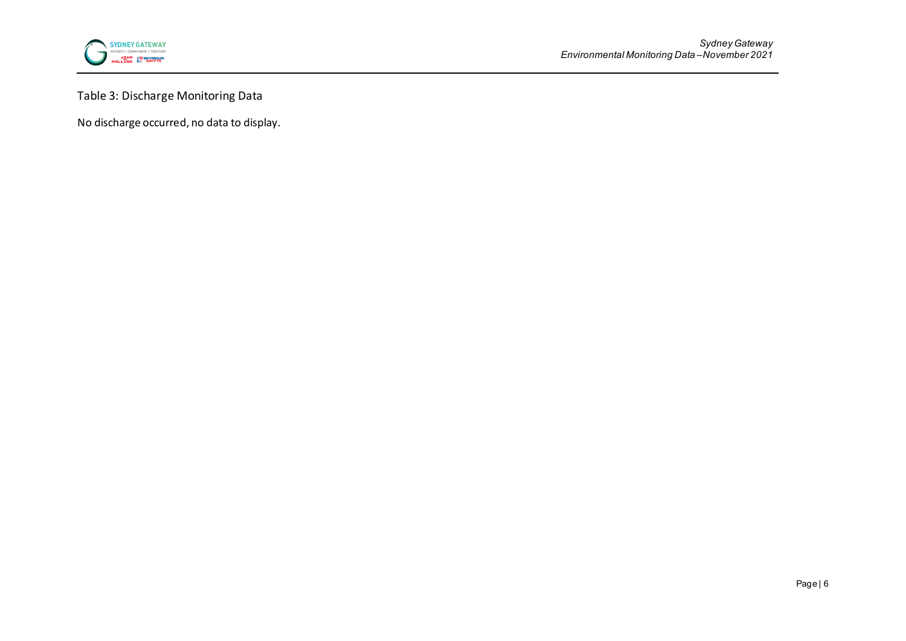Table 3: Discharge Monitoring Data

No discharge occurred, no data to display.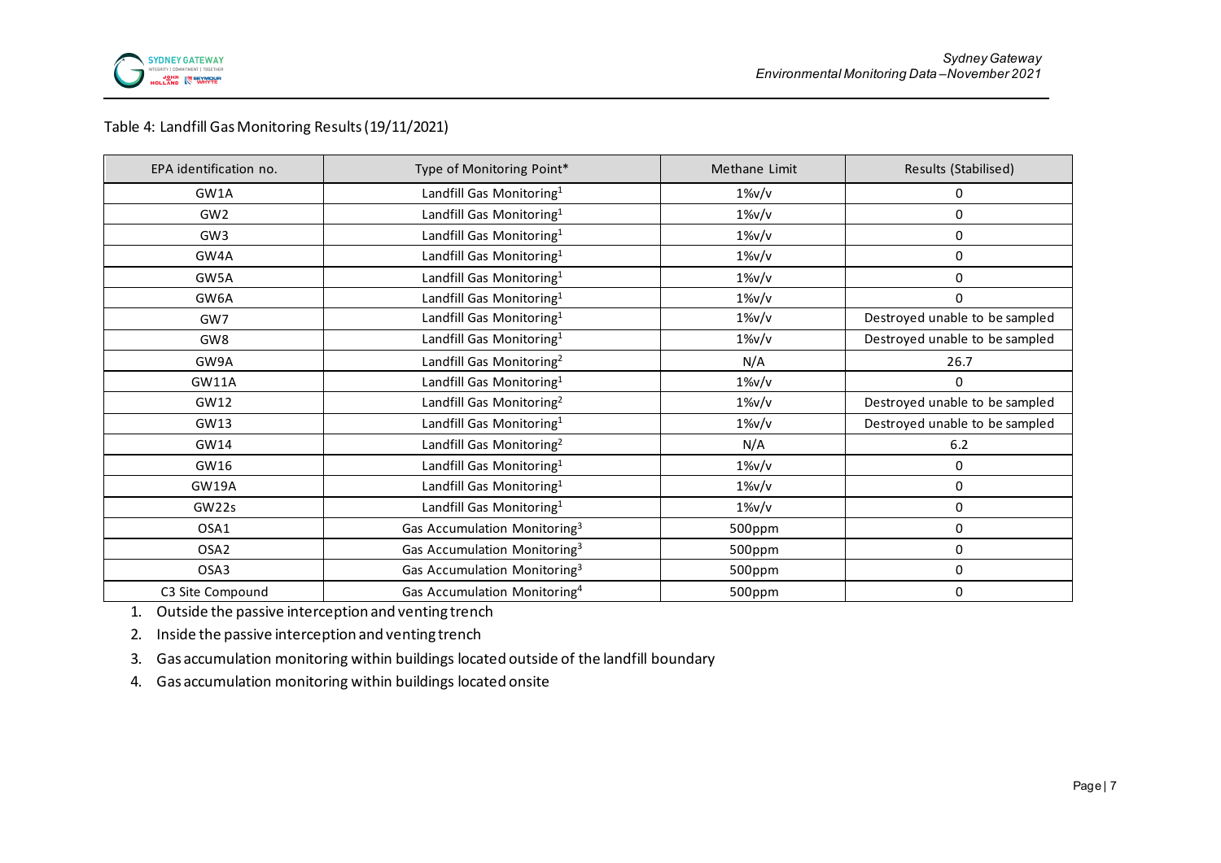Table 4: Landfill Gas Monitoring Results (19/11/2021)

| EPA identification no. | Type of Monitoring Point* | Methane Limit | Results (Stabilised) |
|---|---|---|---|
| GW1A | Landfill Gas Monitoring[1] | 1%v/v | 0 |
| GW2 | Landfill Gas Monitoring[1] | 1%v/v | 0 |
| GW3 | Landfill Gas Monitoring[1] | 1%v/v | 0 |
| GW4A | Landfill Gas Monitoring[1] | 1%v/v | 0 |
| GW5A | Landfill Gas Monitoring[1] | 1%v/v | 0 |
| GW6A | Landfill Gas Monitoring[1] | 1%v/v | 0 |
| GW7 | Landfill Gas Monitoring[1] | 1%v/v | Destroyed unable to be sampled |
| GW8 | Landfill Gas Monitoring[1] | 1%v/v | Destroyed unable to be sampled |
| GW9A | Landfill Gas Monitoring[2] | N/A | 26.7 |
| GW11A | Landfill Gas Monitoring[1] | 1%v/v | 0 |
| GW12 | Landfill Gas Monitoring[2] | 1%v/v | Destroyed unable to be sampled |
| GW13 | Landfill Gas Monitoring[1] | 1%v/v | Destroyed unable to be sampled |
| GW14 | Landfill Gas Monitoring[2] | N/A | 6.2 |
| GW16 | Landfill Gas Monitoring[1] | 1%v/v | 0 |
| GW19A | Landfill Gas Monitoring[1] | 1%v/v | 0 |
| GW22s | Landfill Gas Monitoring[1] | 1%v/v | 0 |
| OSA1 | Gas Accumulation Monitoring[3] | 500ppm | 0 |
| OSA2 | Gas Accumulation Monitoring[3] | 500ppm | 0 |
| OSA3 | Gas Accumulation Monitoring[3] | 500ppm | 0 |
| C3 Site Compound | Gas Accumulation Monitoring[4] | 500ppm | 0 |

1. Outside the passive interception and venting trench
2. Inside the passive interception and venting trench
3. Gas accumulation monitoring within buildings located outside of the landfill boundary
4. Gas accumulation monitoring within buildings located onsite